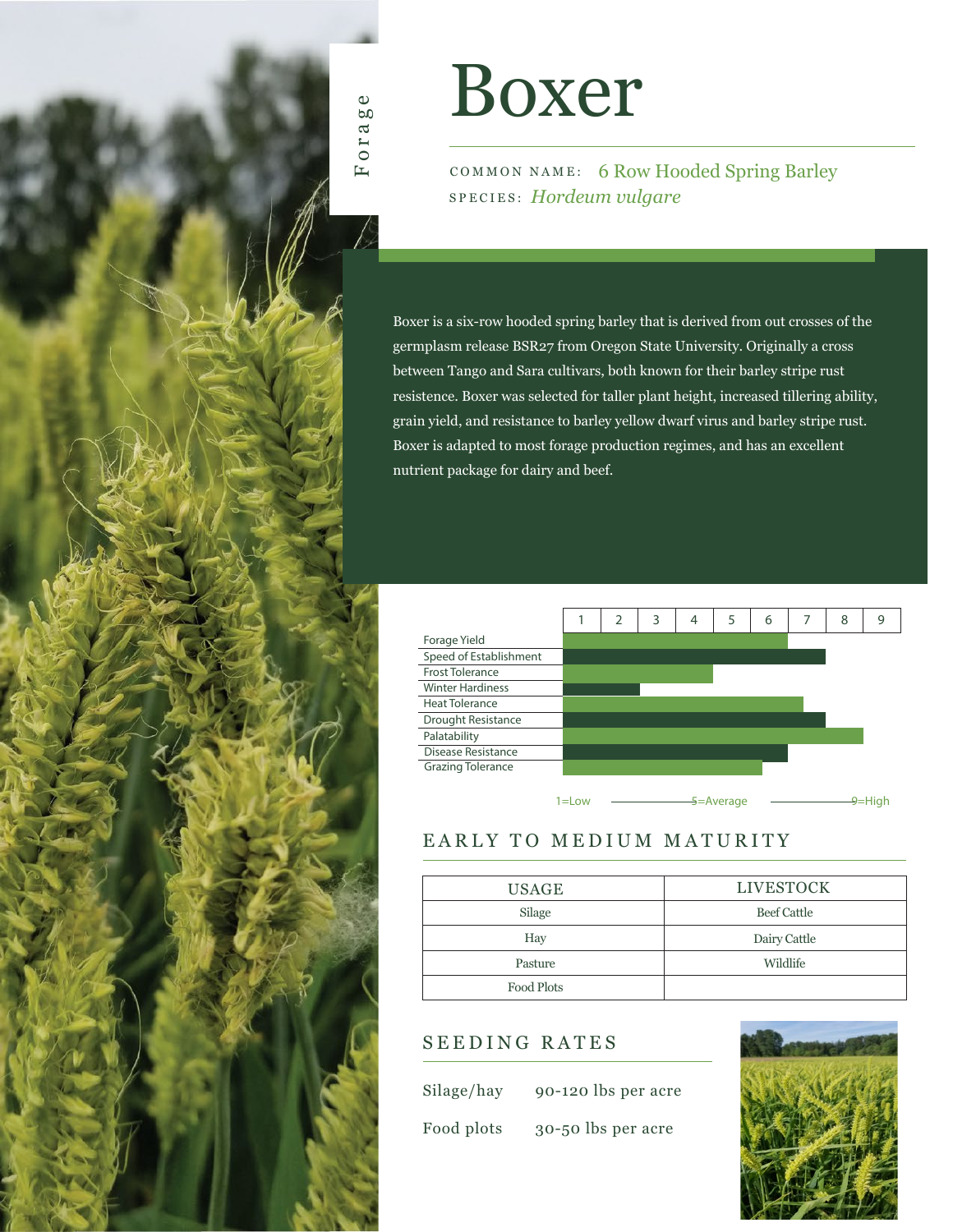Forage

# Boxer

COMMON NAME: 6 Row Hooded Spring Barley
SPECIES: *Hordeum vulgare*

Boxer is a six-row hooded spring barley that is derived from out crosses of the germplasm release BSR27 from Oregon State University. Originally a cross between Tango and Sara cultivars, both known for their barley stripe rust resistence. Boxer was selected for taller plant height, increased tillering ability, grain yield, and resistance to barley yellow dwarf virus and barley stripe rust. Boxer is adapted to most forage production regimes, and has an excellent nutrient package for dairy and beef.

1 2 3 4 5 6 7 8 9

Forage Yield
Speed of Establishment
Frost Tolerance
Winter Hardiness
Heat Tolerance
Drought Resistance
Palatability
Disease Resistance
Grazing Tolerance

1=Low 5=Average 9=High

## EARLY TO MEDIUM MATURITY

| USAGE | LIVESTOCK |
|---|---|
| Silage | Beef Cattle |
| Hay | Dairy Cattle |
| Pasture | Wildlife |
| Food Plots | |

## SEEDING RATES

Silage/hay 90-120 lbs per acre

Food plots 30-50 lbs per acre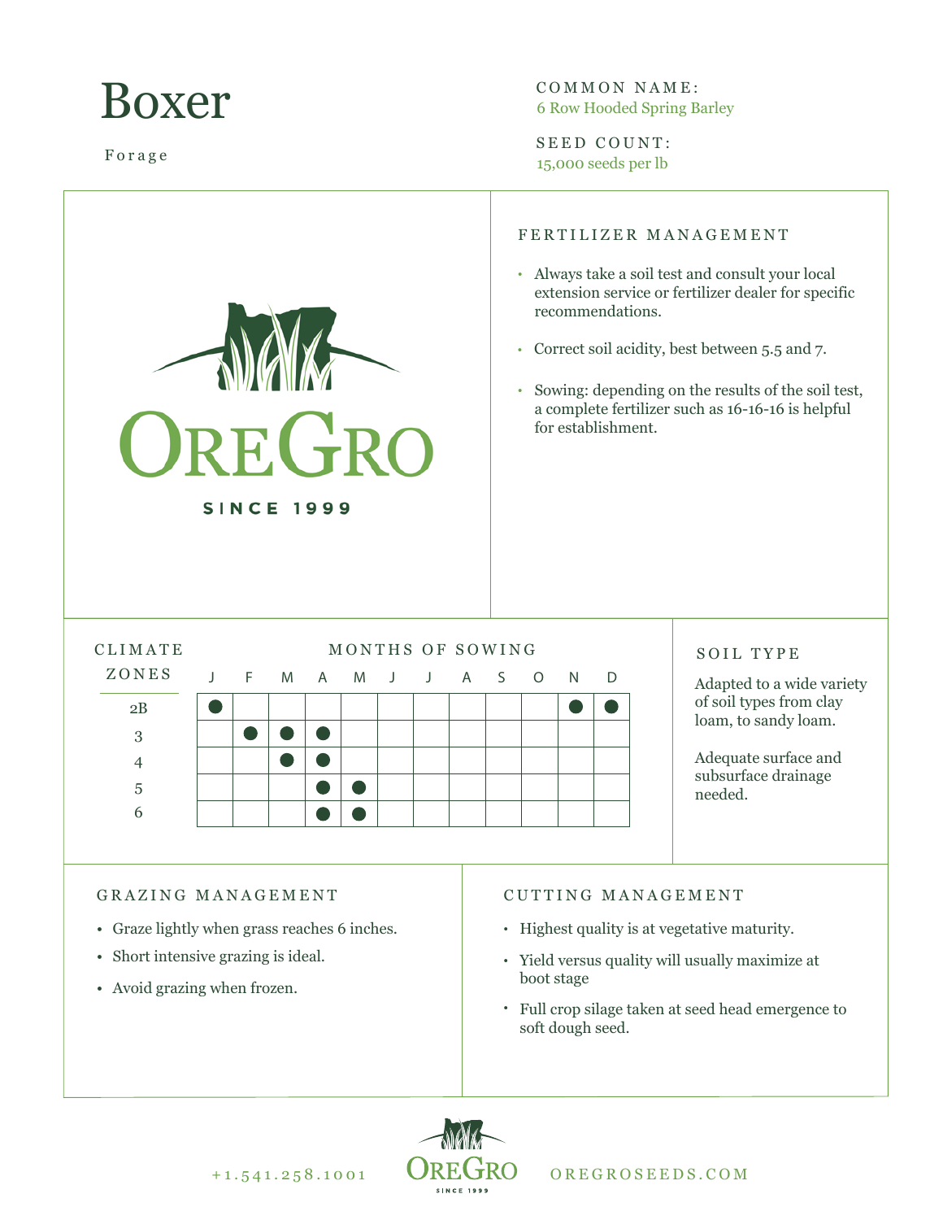# Boxer

Forage

**COMMON NAME:**
6 Row Hooded Spring Barley

**SEED COUNT:**
15,000 seeds per lb

OREGRO

SINCE 1999

## FERTILIZER MANAGEMENT

- Always take a soil test and consult your local extension service or fertilizer dealer for specific recommendations.
- Correct soil acidity, best between 5.5 and 7.
- Sowing: depending on the results of the soil test, a complete fertilizer such as 16-16-16 is helpful for establishment.

## CLIMATE ZONES / MONTHS OF SOWING

| CLIMATE ZONES | J | F | M | A | M | J | J | A | S | O | N | D |
|---|---|---|---|---|---|---|---|---|---|---|---|---|
| 2B | ● | | | | | | | | | | ● | ● |
| 3 | | ● | ● | ● | | | | | | | | |
| 4 | | | ● | ● | | | | | | | | |
| 5 | | | | ● | ● | | | | | | | |
| 6 | | | | ● | ● | | | | | | | |

## SOIL TYPE

Adapted to a wide variety of soil types from clay loam, to sandy loam.

Adequate surface and subsurface drainage needed.

## GRAZING MANAGEMENT

- Graze lightly when grass reaches 6 inches.
- Short intensive grazing is ideal.
- Avoid grazing when frozen.

## CUTTING MANAGEMENT

- Highest quality is at vegetative maturity.
- Yield versus quality will usually maximize at boot stage
- Full crop silage taken at seed head emergence to soft dough seed.

+1.541.258.1001 OREGRO SINCE 1999 OREGROSEEDS.COM